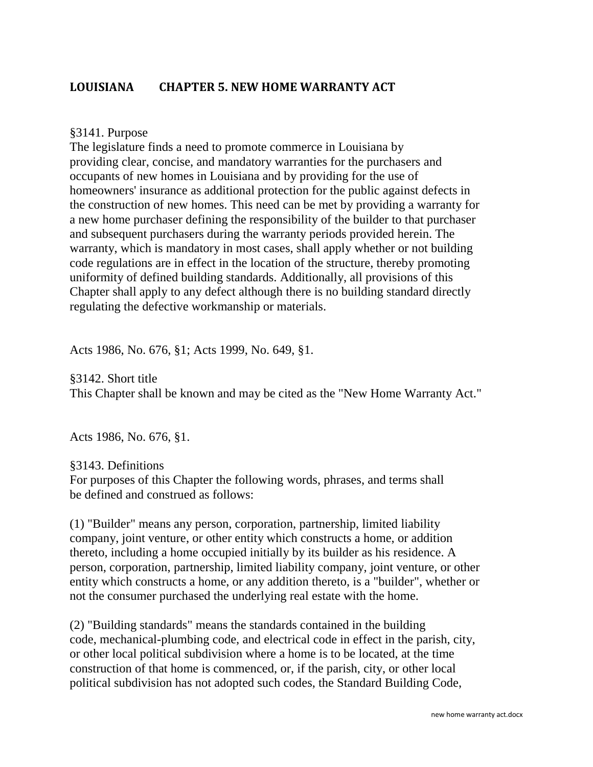# LOUISIANA CHAPTER 5. NEW HOME WARRANTY ACT

§3141. Purpose

The legislature finds a need to promote commerce in Louisiana by providing clear, concise, and mandatory warranties for the purchasers and occupants of new homes in Louisiana and by providing for the use of homeowners' insurance as additional protection for the public against defects in the construction of new homes. This need can be met by providing a warranty for a new home purchaser defining the responsibility of the builder to that purchaser and subsequent purchasers during the warranty periods provided herein. The warranty, which is mandatory in most cases, shall apply whether or not building code regulations are in effect in the location of the structure, thereby promoting uniformity of defined building standards. Additionally, all provisions of this Chapter shall apply to any defect although there is no building standard directly regulating the defective workmanship or materials.

Acts 1986, No. 676, §1; Acts 1999, No. 649, §1.

§3142. Short title

This Chapter shall be known and may be cited as the "New Home Warranty Act."

Acts 1986, No. 676, §1.

§3143. Definitions

For purposes of this Chapter the following words, phrases, and terms shall be defined and construed as follows:

(1) "Builder" means any person, corporation, partnership, limited liability company, joint venture, or other entity which constructs a home, or addition thereto, including a home occupied initially by its builder as his residence. A person, corporation, partnership, limited liability company, joint venture, or other entity which constructs a home, or any addition thereto, is a "builder", whether or not the consumer purchased the underlying real estate with the home.

(2) "Building standards" means the standards contained in the building code, mechanical-plumbing code, and electrical code in effect in the parish, city, or other local political subdivision where a home is to be located, at the time construction of that home is commenced, or, if the parish, city, or other local political subdivision has not adopted such codes, the Standard Building Code,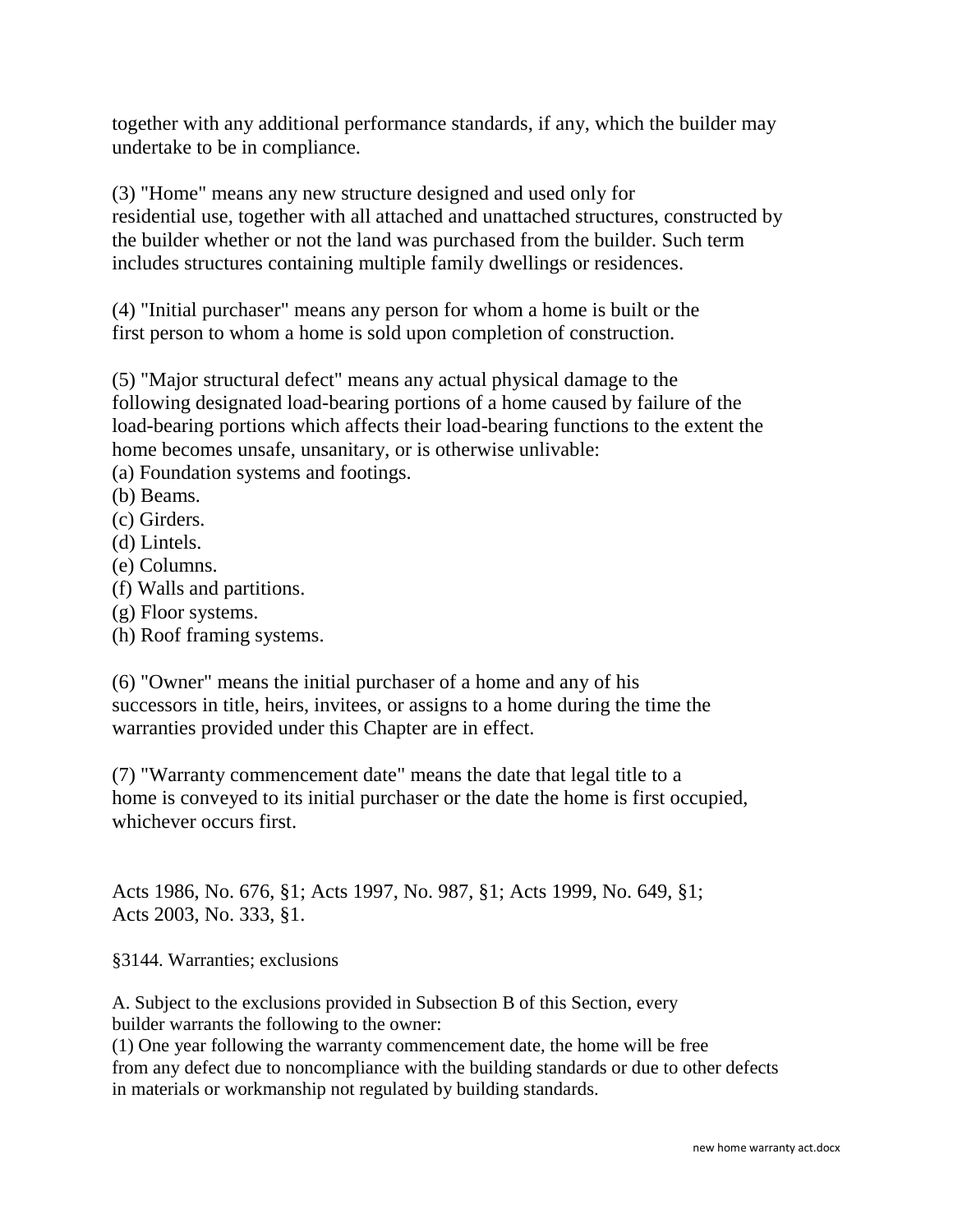together with any additional performance standards, if any, which the builder may undertake to be in compliance.

(3) "Home" means any new structure designed and used only for residential use, together with all attached and unattached structures, constructed by the builder whether or not the land was purchased from the builder. Such term includes structures containing multiple family dwellings or residences.

(4) "Initial purchaser" means any person for whom a home is built or the first person to whom a home is sold upon completion of construction.

(5) "Major structural defect" means any actual physical damage to the following designated load-bearing portions of a home caused by failure of the load-bearing portions which affects their load-bearing functions to the extent the home becomes unsafe, unsanitary, or is otherwise unlivable:
(a) Foundation systems and footings.
(b) Beams.
(c) Girders.
(d) Lintels.
(e) Columns.
(f) Walls and partitions.
(g) Floor systems.
(h) Roof framing systems.

(6) "Owner" means the initial purchaser of a home and any of his successors in title, heirs, invitees, or assigns to a home during the time the warranties provided under this Chapter are in effect.

(7) "Warranty commencement date" means the date that legal title to a home is conveyed to its initial purchaser or the date the home is first occupied, whichever occurs first.

Acts 1986, No. 676, §1; Acts 1997, No. 987, §1; Acts 1999, No. 649, §1; Acts 2003, No. 333, §1.

§3144. Warranties; exclusions

A. Subject to the exclusions provided in Subsection B of this Section, every builder warrants the following to the owner:
(1) One year following the warranty commencement date, the home will be free from any defect due to noncompliance with the building standards or due to other defects in materials or workmanship not regulated by building standards.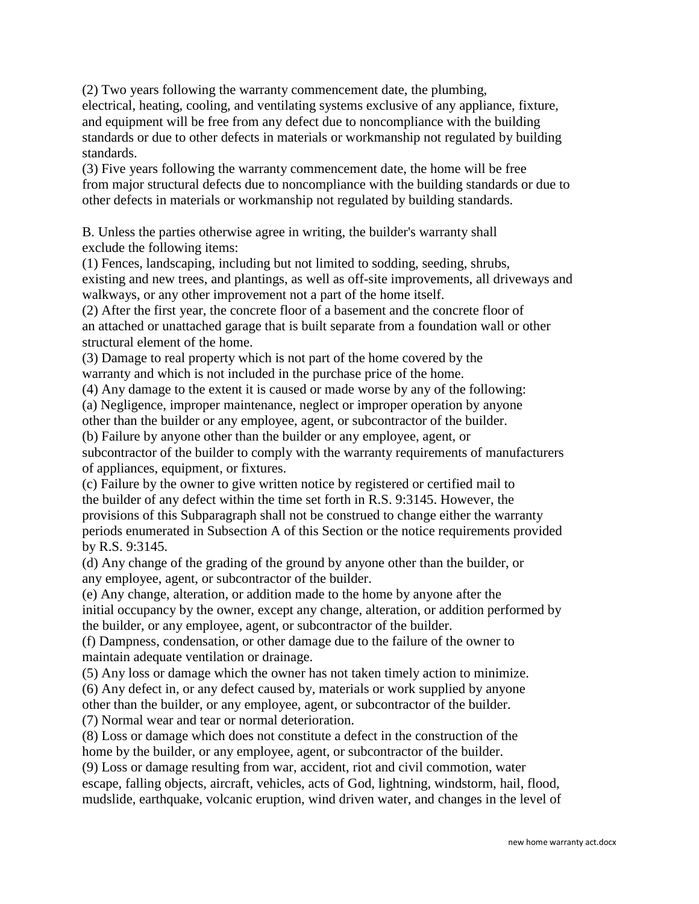(2) Two years following the warranty commencement date, the plumbing, electrical, heating, cooling, and ventilating systems exclusive of any appliance, fixture, and equipment will be free from any defect due to noncompliance with the building standards or due to other defects in materials or workmanship not regulated by building standards.

(3) Five years following the warranty commencement date, the home will be free from major structural defects due to noncompliance with the building standards or due to other defects in materials or workmanship not regulated by building standards.

B. Unless the parties otherwise agree in writing, the builder's warranty shall exclude the following items:

(1) Fences, landscaping, including but not limited to sodding, seeding, shrubs, existing and new trees, and plantings, as well as off-site improvements, all driveways and walkways, or any other improvement not a part of the home itself.

(2) After the first year, the concrete floor of a basement and the concrete floor of an attached or unattached garage that is built separate from a foundation wall or other structural element of the home.

(3) Damage to real property which is not part of the home covered by the warranty and which is not included in the purchase price of the home.

(4) Any damage to the extent it is caused or made worse by any of the following:

(a) Negligence, improper maintenance, neglect or improper operation by anyone other than the builder or any employee, agent, or subcontractor of the builder.

(b) Failure by anyone other than the builder or any employee, agent, or subcontractor of the builder to comply with the warranty requirements of manufacturers of appliances, equipment, or fixtures.

(c) Failure by the owner to give written notice by registered or certified mail to the builder of any defect within the time set forth in R.S. 9:3145. However, the provisions of this Subparagraph shall not be construed to change either the warranty periods enumerated in Subsection A of this Section or the notice requirements provided by R.S. 9:3145.

(d) Any change of the grading of the ground by anyone other than the builder, or any employee, agent, or subcontractor of the builder.

(e) Any change, alteration, or addition made to the home by anyone after the initial occupancy by the owner, except any change, alteration, or addition performed by the builder, or any employee, agent, or subcontractor of the builder.

(f) Dampness, condensation, or other damage due to the failure of the owner to maintain adequate ventilation or drainage.

(5) Any loss or damage which the owner has not taken timely action to minimize.

(6) Any defect in, or any defect caused by, materials or work supplied by anyone other than the builder, or any employee, agent, or subcontractor of the builder.

(7) Normal wear and tear or normal deterioration.

(8) Loss or damage which does not constitute a defect in the construction of the home by the builder, or any employee, agent, or subcontractor of the builder.

(9) Loss or damage resulting from war, accident, riot and civil commotion, water escape, falling objects, aircraft, vehicles, acts of God, lightning, windstorm, hail, flood, mudslide, earthquake, volcanic eruption, wind driven water, and changes in the level of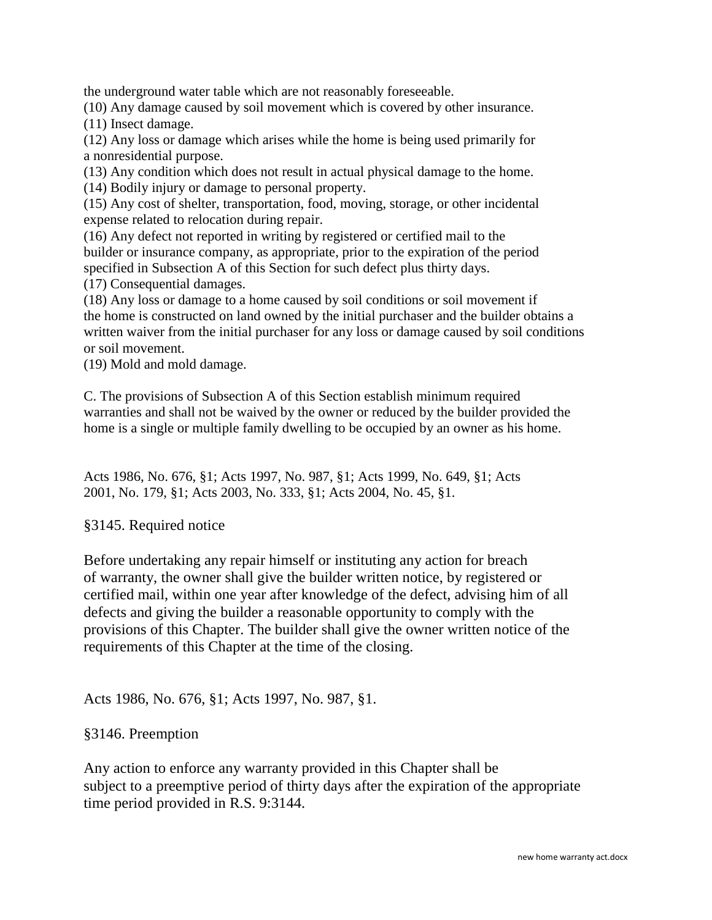the underground water table which are not reasonably foreseeable.

(10) Any damage caused by soil movement which is covered by other insurance.

(11) Insect damage.

(12) Any loss or damage which arises while the home is being used primarily for a nonresidential purpose.

(13) Any condition which does not result in actual physical damage to the home.

(14) Bodily injury or damage to personal property.

(15) Any cost of shelter, transportation, food, moving, storage, or other incidental expense related to relocation during repair.

(16) Any defect not reported in writing by registered or certified mail to the builder or insurance company, as appropriate, prior to the expiration of the period specified in Subsection A of this Section for such defect plus thirty days.

(17) Consequential damages.

(18) Any loss or damage to a home caused by soil conditions or soil movement if the home is constructed on land owned by the initial purchaser and the builder obtains a written waiver from the initial purchaser for any loss or damage caused by soil conditions or soil movement.

(19) Mold and mold damage.

C. The provisions of Subsection A of this Section establish minimum required warranties and shall not be waived by the owner or reduced by the builder provided the home is a single or multiple family dwelling to be occupied by an owner as his home.

Acts 1986, No. 676, §1; Acts 1997, No. 987, §1; Acts 1999, No. 649, §1; Acts 2001, No. 179, §1; Acts 2003, No. 333, §1; Acts 2004, No. 45, §1.

§3145. Required notice

Before undertaking any repair himself or instituting any action for breach of warranty, the owner shall give the builder written notice, by registered or certified mail, within one year after knowledge of the defect, advising him of all defects and giving the builder a reasonable opportunity to comply with the provisions of this Chapter. The builder shall give the owner written notice of the requirements of this Chapter at the time of the closing.

Acts 1986, No. 676, §1; Acts 1997, No. 987, §1.

§3146. Preemption

Any action to enforce any warranty provided in this Chapter shall be subject to a preemptive period of thirty days after the expiration of the appropriate time period provided in R.S. 9:3144.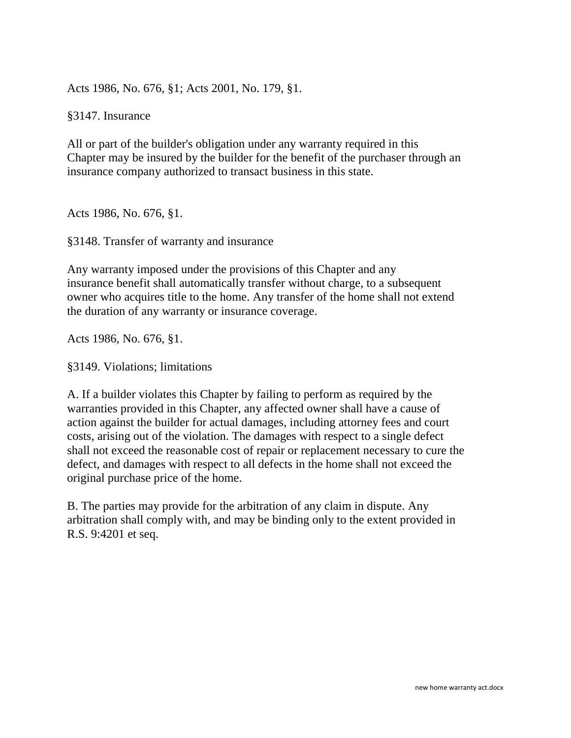Acts 1986, No. 676, §1; Acts 2001, No. 179, §1.

§3147. Insurance

All or part of the builder's obligation under any warranty required in this Chapter may be insured by the builder for the benefit of the purchaser through an insurance company authorized to transact business in this state.

Acts 1986, No. 676, §1.

§3148. Transfer of warranty and insurance

Any warranty imposed under the provisions of this Chapter and any insurance benefit shall automatically transfer without charge, to a subsequent owner who acquires title to the home. Any transfer of the home shall not extend the duration of any warranty or insurance coverage.

Acts 1986, No. 676, §1.

§3149. Violations; limitations

A. If a builder violates this Chapter by failing to perform as required by the warranties provided in this Chapter, any affected owner shall have a cause of action against the builder for actual damages, including attorney fees and court costs, arising out of the violation. The damages with respect to a single defect shall not exceed the reasonable cost of repair or replacement necessary to cure the defect, and damages with respect to all defects in the home shall not exceed the original purchase price of the home.

B. The parties may provide for the arbitration of any claim in dispute. Any arbitration shall comply with, and may be binding only to the extent provided in R.S. 9:4201 et seq.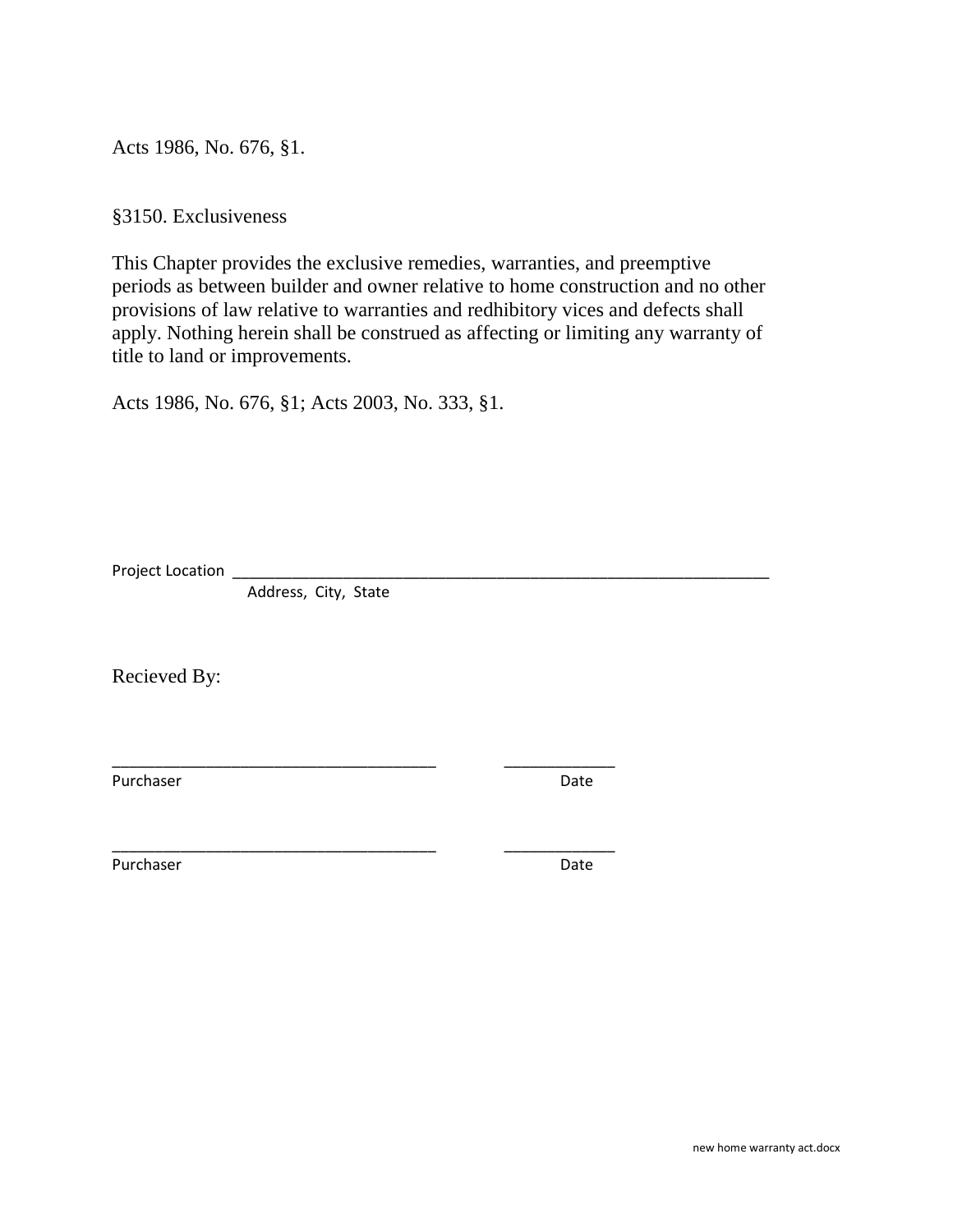Acts 1986, No. 676, §1.

§3150. Exclusiveness

This Chapter provides the exclusive remedies, warranties, and preemptive periods as between builder and owner relative to home construction and no other provisions of law relative to warranties and redhibitory vices and defects shall apply. Nothing herein shall be construed as affecting or limiting any warranty of title to land or improvements.

Acts 1986, No. 676, §1; Acts 2003, No. 333, §1.

Project Location ________________________________________________________________
Address, City, State

Recieved By:

_____________________________________ ____________
Purchaser Date

_____________________________________ ____________
Purchaser Date